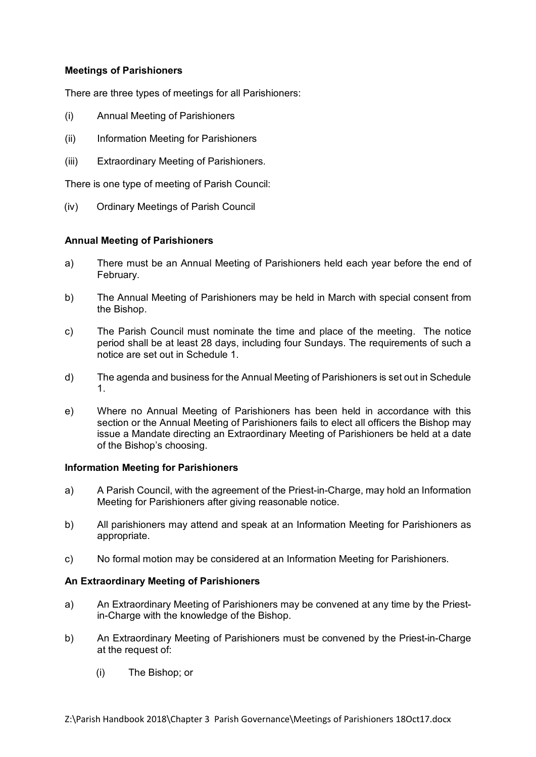**Meetings of Parishioners**

There are three types of meetings for all Parishioners:

(i) Annual Meeting of Parishioners

(ii) Information Meeting for Parishioners

(iii) Extraordinary Meeting of Parishioners.

There is one type of meeting of Parish Council:

(iv) Ordinary Meetings of Parish Council

**Annual Meeting of Parishioners**

a) There must be an Annual Meeting of Parishioners held each year before the end of February.

b) The Annual Meeting of Parishioners may be held in March with special consent from the Bishop.

c) The Parish Council must nominate the time and place of the meeting. The notice period shall be at least 28 days, including four Sundays. The requirements of such a notice are set out in Schedule 1.

d) The agenda and business for the Annual Meeting of Parishioners is set out in Schedule 1.

e) Where no Annual Meeting of Parishioners has been held in accordance with this section or the Annual Meeting of Parishioners fails to elect all officers the Bishop may issue a Mandate directing an Extraordinary Meeting of Parishioners be held at a date of the Bishop's choosing.

**Information Meeting for Parishioners**

a) A Parish Council, with the agreement of the Priest-in-Charge, may hold an Information Meeting for Parishioners after giving reasonable notice.

b) All parishioners may attend and speak at an Information Meeting for Parishioners as appropriate.

c) No formal motion may be considered at an Information Meeting for Parishioners.

**An Extraordinary Meeting of Parishioners**

a) An Extraordinary Meeting of Parishioners may be convened at any time by the Priest-in-Charge with the knowledge of the Bishop.

b) An Extraordinary Meeting of Parishioners must be convened by the Priest-in-Charge at the request of:

(i) The Bishop; or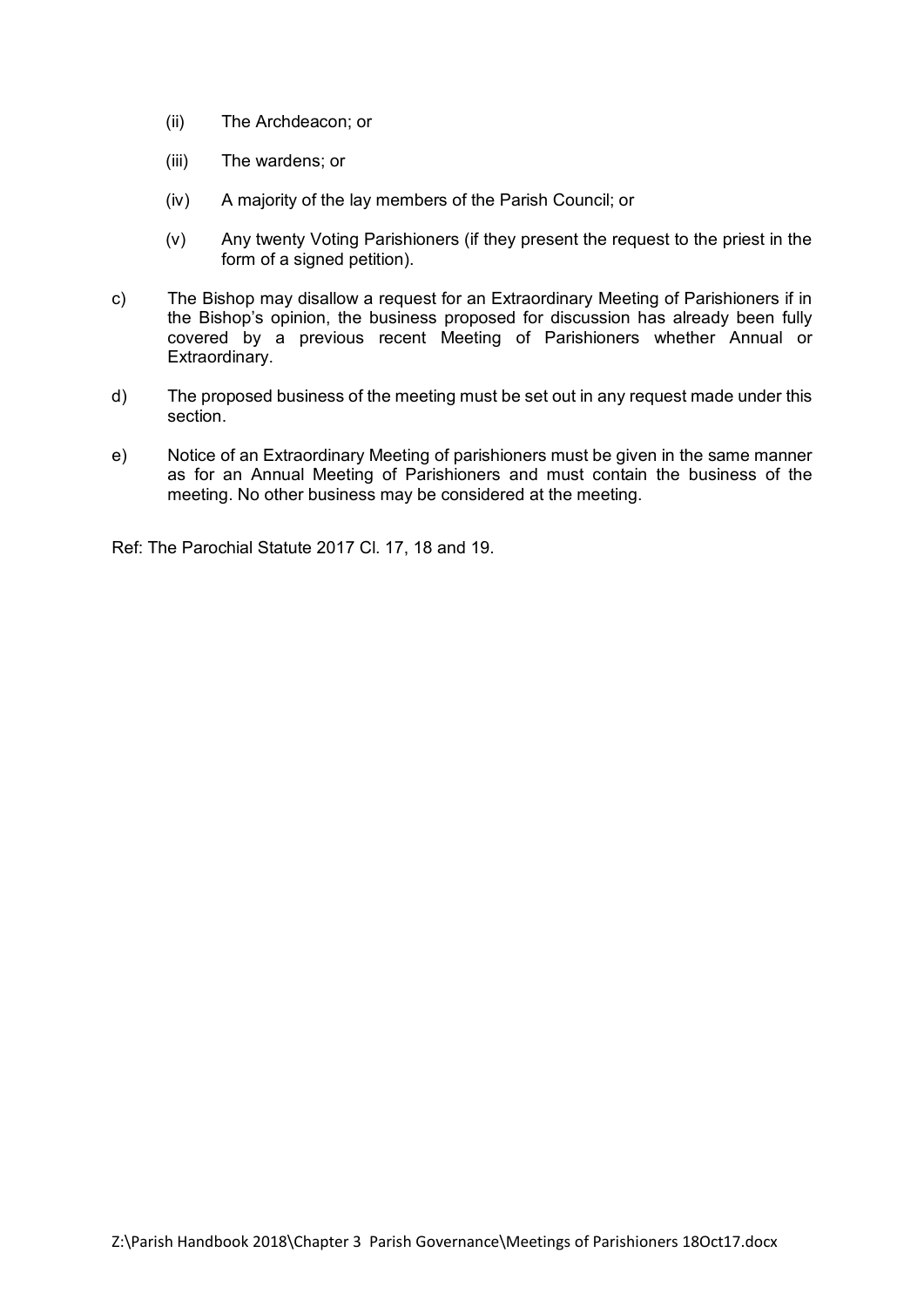(ii) The Archdeacon; or

(iii) The wardens; or

(iv) A majority of the lay members of the Parish Council; or

(v) Any twenty Voting Parishioners (if they present the request to the priest in the form of a signed petition).

c) The Bishop may disallow a request for an Extraordinary Meeting of Parishioners if in the Bishop's opinion, the business proposed for discussion has already been fully covered by a previous recent Meeting of Parishioners whether Annual or Extraordinary.

d) The proposed business of the meeting must be set out in any request made under this section.

e) Notice of an Extraordinary Meeting of parishioners must be given in the same manner as for an Annual Meeting of Parishioners and must contain the business of the meeting. No other business may be considered at the meeting.

Ref: The Parochial Statute 2017 Cl. 17, 18 and 19.